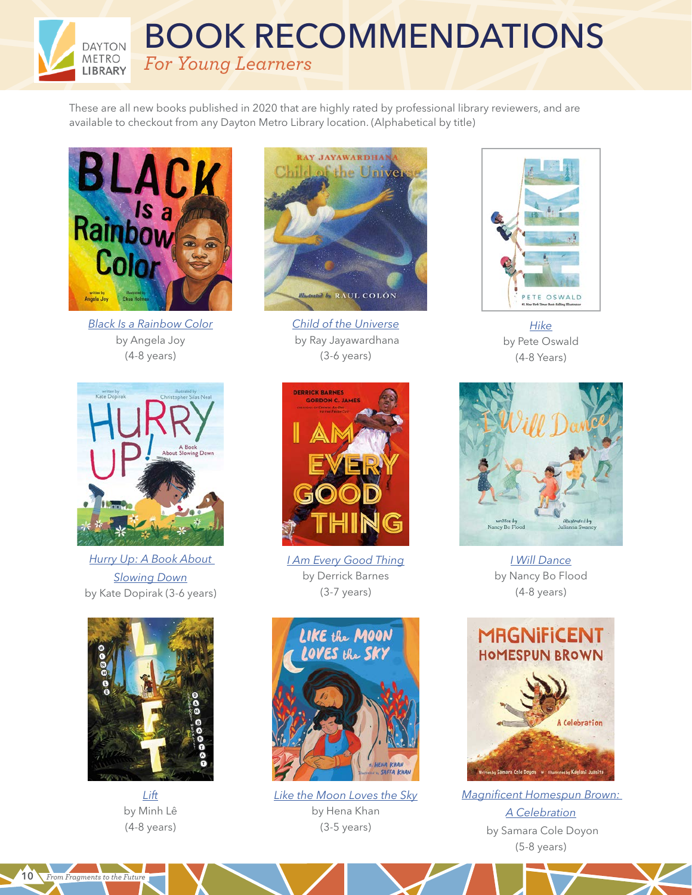# BOOK RECOMMENDATIONS

*For Young Learners*

These are all new books published in 2020 that are highly rated by professional library reviewers, and are available to checkout from any Dayton Metro Library location. (Alphabetical by title)

*Black Is a Rainbow Color*
by Angela Joy
(4-8 years)

*Child of the Universe*
by Ray Jayawardhana
(3-6 years)

*Hike*
by Pete Oswald
(4-8 Years)

*Hurry Up: A Book About Slowing Down*
by Kate Dopirak (3-6 years)

*I Am Every Good Thing*
by Derrick Barnes
(3-7 years)

*I Will Dance*
by Nancy Bo Flood
(4-8 years)

*Lift*
by Minh Lê
(4-8 years)

*Like the Moon Loves the Sky*
by Hena Khan
(3-5 years)

*Magnificent Homespun Brown: A Celebration*
by Samara Cole Doyon
(5-8 years)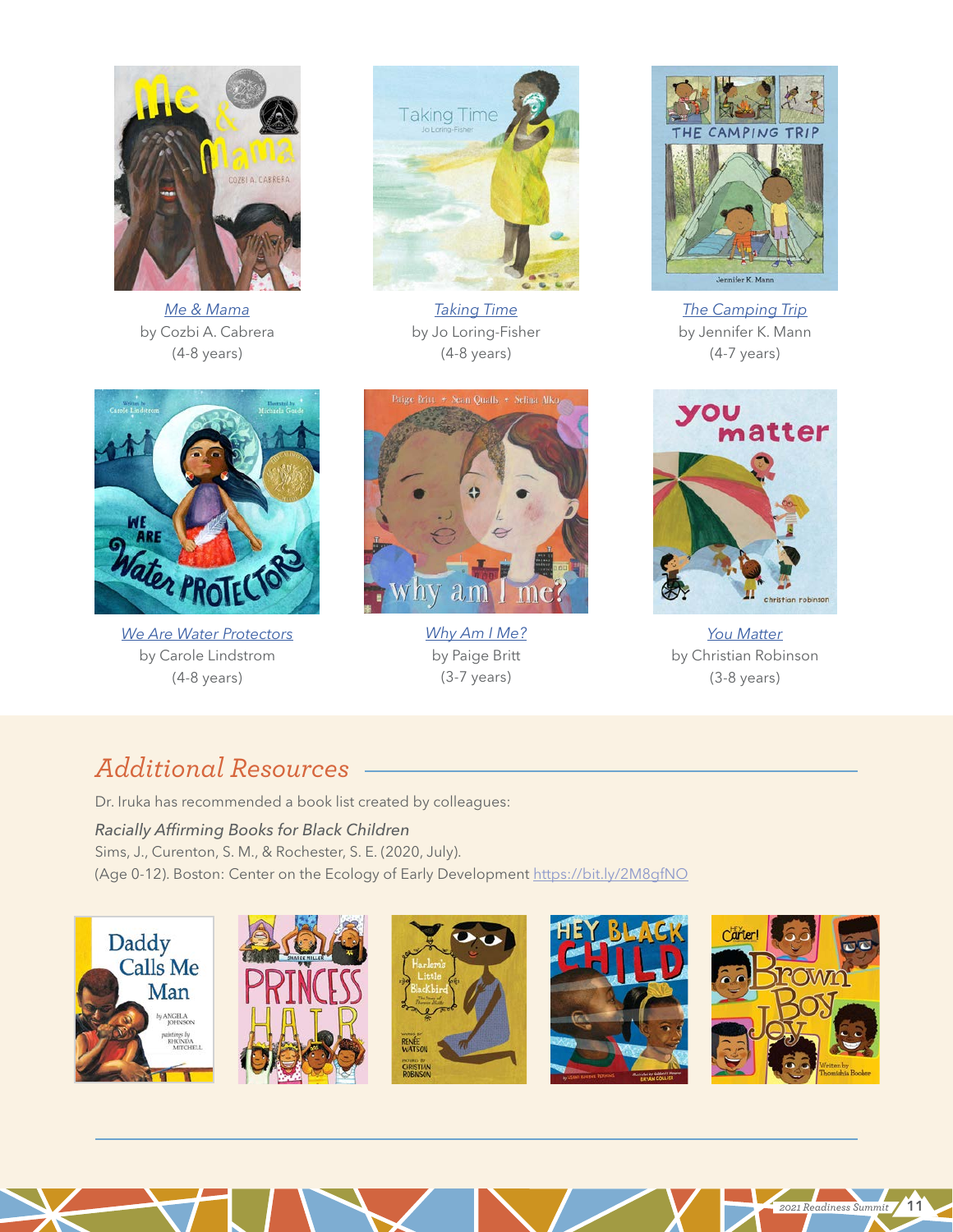[Me & Mama](#)
by Cozbi A. Cabrera
(4-8 years)

[Taking Time](#)
by Jo Loring-Fisher
(4-8 years)

[The Camping Trip](#)
by Jennifer K. Mann
(4-7 years)

[We Are Water Protectors](#)
by Carole Lindstrom
(4-8 years)

[Why Am I Me?](#)
by Paige Britt
(3-7 years)

[You Matter](#)
by Christian Robinson
(3-8 years)

## *Additional Resources*

Dr. Iruka has recommended a book list created by colleagues:

*Racially Affirming Books for Black Children*
Sims, J., Curenton, S. M., & Rochester, S. E. (2020, July).
(Age 0-12). Boston: Center on the Ecology of Early Development https://bit.ly/2M8gfNO